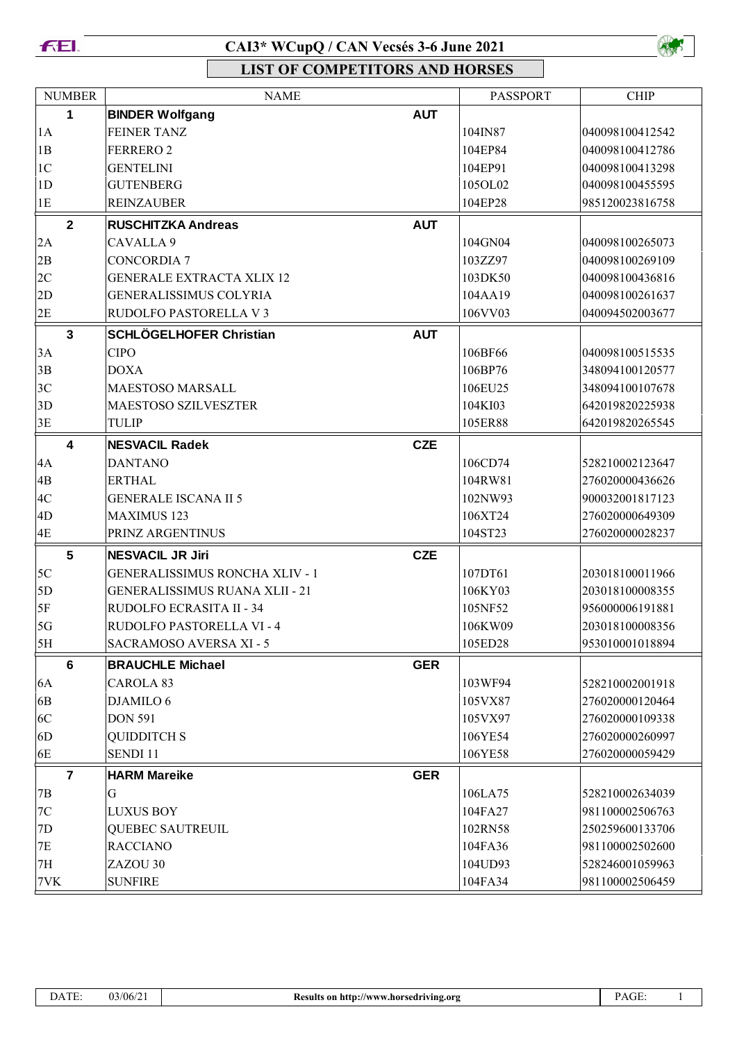# CAI3* WCupQ / CAN Vecsés 3-6 June 2021

## LIST OF COMPETITORS AND HORSES

| NUMBER | NAME | | PASSPORT | CHIP |
|---|---|---|---|---|
| **1** | **BINDER Wolfgang** | **AUT** | | |
| 1A | FEINER TANZ | | 104IN87 | 040098100412542 |
| 1B | FERRERO 2 | | 104EP84 | 040098100412786 |
| 1C | GENTELINI | | 104EP91 | 040098100413298 |
| 1D | GUTENBERG | | 105OL02 | 040098100455595 |
| 1E | REINZAUBER | | 104EP28 | 985120023816758 |
| **2** | **RUSCHITZKA Andreas** | **AUT** | | |
| 2A | CAVALLA 9 | | 104GN04 | 040098100265073 |
| 2B | CONCORDIA 7 | | 103ZZ97 | 040098100269109 |
| 2C | GENERALE EXTRACTA XLIX 12 | | 103DK50 | 040098100436816 |
| 2D | GENERALISSIMUS COLYRIA | | 104AA19 | 040098100261637 |
| 2E | RUDOLFO PASTORELLA V 3 | | 106VV03 | 040094502003677 |
| **3** | **SCHLÖGELHOFER Christian** | **AUT** | | |
| 3A | CIPO | | 106BF66 | 040098100515535 |
| 3B | DOXA | | 106BP76 | 348094100120577 |
| 3C | MAESTOSO MARSALL | | 106EU25 | 348094100107678 |
| 3D | MAESTOSO SZILVESZTER | | 104KI03 | 642019820225938 |
| 3E | TULIP | | 105ER88 | 642019820265545 |
| **4** | **NESVACIL Radek** | **CZE** | | |
| 4A | DANTANO | | 106CD74 | 528210002123647 |
| 4B | ERTHAL | | 104RW81 | 276020000436626 |
| 4C | GENERALE ISCANA II 5 | | 102NW93 | 900032001817123 |
| 4D | MAXIMUS 123 | | 106XT24 | 276020000649309 |
| 4E | PRINZ ARGENTINUS | | 104ST23 | 276020000028237 |
| **5** | **NESVACIL JR Jiri** | **CZE** | | |
| 5C | GENERALISSIMUS RONCHA XLIV - 1 | | 107DT61 | 203018100011966 |
| 5D | GENERALISSIMUS RUANA XLII - 21 | | 106KY03 | 203018100008355 |
| 5F | RUDOLFO ECRASITA II - 34 | | 105NF52 | 956000006191881 |
| 5G | RUDOLFO PASTORELLA VI - 4 | | 106KW09 | 203018100008356 |
| 5H | SACRAMOSO AVERSA XI - 5 | | 105ED28 | 953010001018894 |
| **6** | **BRAUCHLE Michael** | **GER** | | |
| 6A | CAROLA 83 | | 103WF94 | 528210002001918 |
| 6B | DJAMILO 6 | | 105VX87 | 276020000120464 |
| 6C | DON 591 | | 105VX97 | 276020000109338 |
| 6D | QUIDDITCH S | | 106YE54 | 276020000260997 |
| 6E | SENDI 11 | | 106YE58 | 276020000059429 |
| **7** | **HARM Mareike** | **GER** | | |
| 7B | G | | 106LA75 | 528210002634039 |
| 7C | LUXUS BOY | | 104FA27 | 981100002506763 |
| 7D | QUEBEC SAUTREUIL | | 102RN58 | 250259600133706 |
| 7E | RACCIANO | | 104FA36 | 981100002502600 |
| 7H | ZAZOU 30 | | 104UD93 | 528246001059963 |
| 7VK | SUNFIRE | | 104FA34 | 981100002506459 |

DATE: 03/06/21 | Results on http://www.horsedriving.org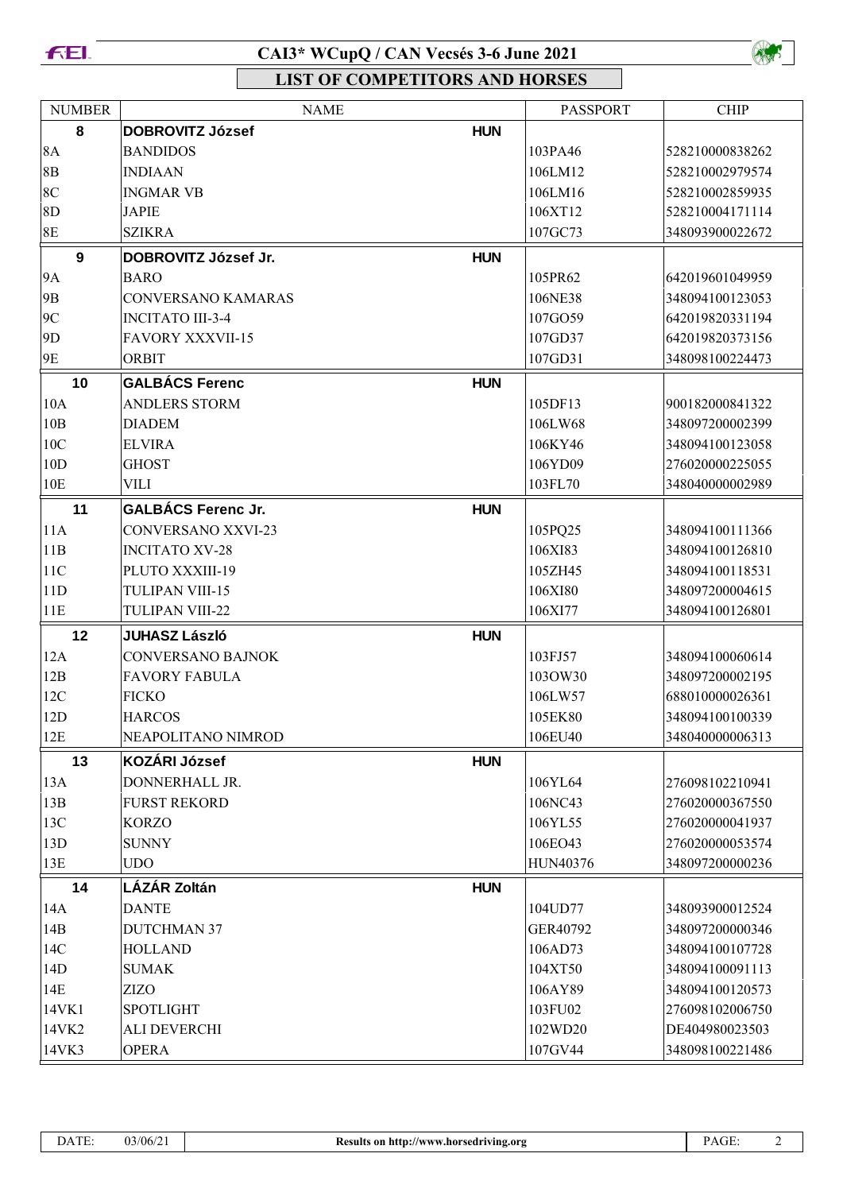# CAI3* WCupQ / CAN Vecsés 3-6 June 2021

## LIST OF COMPETITORS AND HORSES

| NUMBER | NAME | | PASSPORT | CHIP |
|---|---|---|---|---|
| **8** | **DOBROVITZ József** | **HUN** | | |
| 8A | BANDIDOS | | 103PA46 | 528210000838262 |
| 8B | INDIAAN | | 106LM12 | 528210002979574 |
| 8C | INGMAR VB | | 106LM16 | 528210002859935 |
| 8D | JAPIE | | 106XT12 | 528210004171114 |
| 8E | SZIKRA | | 107GC73 | 348093900022672 |
| **9** | **DOBROVITZ József Jr.** | **HUN** | | |
| 9A | BARO | | 105PR62 | 642019601049959 |
| 9B | CONVERSANO KAMARAS | | 106NE38 | 348094100123053 |
| 9C | INCITATO III-3-4 | | 107GO59 | 642019820331194 |
| 9D | FAVORY XXXVII-15 | | 107GD37 | 642019820373156 |
| 9E | ORBIT | | 107GD31 | 348098100224473 |
| **10** | **GALBÁCS Ferenc** | **HUN** | | |
| 10A | ANDLERS STORM | | 105DF13 | 900182000841322 |
| 10B | DIADEM | | 106LW68 | 348097200002399 |
| 10C | ELVIRA | | 106KY46 | 348094100123058 |
| 10D | GHOST | | 106YD09 | 276020000225055 |
| 10E | VILI | | 103FL70 | 348040000002989 |
| **11** | **GALBÁCS Ferenc Jr.** | **HUN** | | |
| 11A | CONVERSANO XXVI-23 | | 105PQ25 | 348094100111366 |
| 11B | INCITATO XV-28 | | 106XI83 | 348094100126810 |
| 11C | PLUTO XXXIII-19 | | 105ZH45 | 348094100118531 |
| 11D | TULIPAN VIII-15 | | 106XI80 | 348097200004615 |
| 11E | TULIPAN VIII-22 | | 106XI77 | 348094100126801 |
| **12** | **JUHASZ László** | **HUN** | | |
| 12A | CONVERSANO BAJNOK | | 103FJ57 | 348094100060614 |
| 12B | FAVORY FABULA | | 103OW30 | 348097200002195 |
| 12C | FICKO | | 106LW57 | 688010000026361 |
| 12D | HARCOS | | 105EK80 | 348094100100339 |
| 12E | NEAPOLITANO NIMROD | | 106EU40 | 348040000006313 |
| **13** | **KOZÁRI József** | **HUN** | | |
| 13A | DONNERHALL JR. | | 106YL64 | 276098102210941 |
| 13B | FURST REKORD | | 106NC43 | 276020000367550 |
| 13C | KORZO | | 106YL55 | 276020000041937 |
| 13D | SUNNY | | 106EO43 | 276020000053574 |
| 13E | UDO | | HUN40376 | 348097200000236 |
| **14** | **LÁZÁR Zoltán** | **HUN** | | |
| 14A | DANTE | | 104UD77 | 348093900012524 |
| 14B | DUTCHMAN 37 | | GER40792 | 348097200000346 |
| 14C | HOLLAND | | 106AD73 | 348094100107728 |
| 14D | SUMAK | | 104XT50 | 348094100091113 |
| 14E | ZIZO | | 106AY89 | 348094100120573 |
| 14VK1 | SPOTLIGHT | | 103FU02 | 276098102006750 |
| 14VK2 | ALI DEVERCHI | | 102WD20 | DE404980023503 |
| 14VK3 | OPERA | | 107GV44 | 348098100221486 |

DATE: 03/06/21 | Results on http://www.horsedriving.org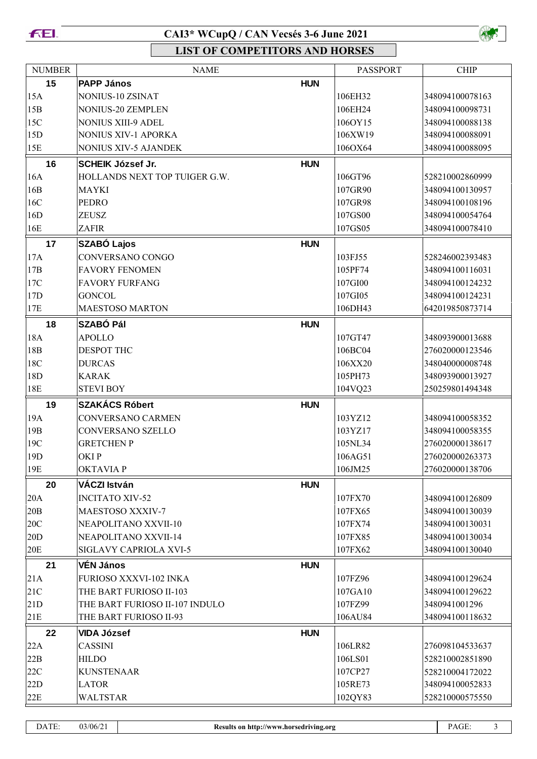# CAI3* WCupQ / CAN Vecsés 3-6 June 2021

## LIST OF COMPETITORS AND HORSES

| NUMBER | NAME | | PASSPORT | CHIP |
|---|---|---|---|---|
| **15** | **PAPP János** | **HUN** | | |
| 15A | NONIUS-10 ZSINAT | | 106EH32 | 348094100078163 |
| 15B | NONIUS-20 ZEMPLEN | | 106EH24 | 348094100098731 |
| 15C | NONIUS XIII-9 ADEL | | 106OY15 | 348094100088138 |
| 15D | NONIUS XIV-1 APORKA | | 106XW19 | 348094100088091 |
| 15E | NONIUS XIV-5 AJANDEK | | 106OX64 | 348094100088095 |
| **16** | **SCHEIK József Jr.** | **HUN** | | |
| 16A | HOLLANDS NEXT TOP TUIGER G.W. | | 106GT96 | 528210002860999 |
| 16B | MAYKI | | 107GR90 | 348094100130957 |
| 16C | PEDRO | | 107GR98 | 348094100108196 |
| 16D | ZEUSZ | | 107GS00 | 348094100054764 |
| 16E | ZAFIR | | 107GS05 | 348094100078410 |
| **17** | **SZABÓ Lajos** | **HUN** | | |
| 17A | CONVERSANO CONGO | | 103FJ55 | 528246002393483 |
| 17B | FAVORY FENOMEN | | 105PF74 | 348094100116031 |
| 17C | FAVORY FURFANG | | 107GI00 | 348094100124232 |
| 17D | GONCOL | | 107GI05 | 348094100124231 |
| 17E | MAESTOSO MARTON | | 106DH43 | 642019850873714 |
| **18** | **SZABÓ Pál** | **HUN** | | |
| 18A | APOLLO | | 107GT47 | 348093900013688 |
| 18B | DESPOT THC | | 106BC04 | 276020000123546 |
| 18C | DURCAS | | 106XX20 | 348040000008748 |
| 18D | KARAK | | 105PH73 | 348093900013927 |
| 18E | STEVI BOY | | 104VQ23 | 250259801494348 |
| **19** | **SZAKÁCS Róbert** | **HUN** | | |
| 19A | CONVERSANO CARMEN | | 103YZ12 | 348094100058352 |
| 19B | CONVERSANO SZELLO | | 103YZ17 | 348094100058355 |
| 19C | GRETCHEN P | | 105NL34 | 276020000138617 |
| 19D | OKI P | | 106AG51 | 276020000263373 |
| 19E | OKTAVIA P | | 106JM25 | 276020000138706 |
| **20** | **VÁCZI István** | **HUN** | | |
| 20A | INCITATO XIV-52 | | 107FX70 | 348094100126809 |
| 20B | MAESTOSO XXXIV-7 | | 107FX65 | 348094100130039 |
| 20C | NEAPOLITANO XXVII-10 | | 107FX74 | 348094100130031 |
| 20D | NEAPOLITANO XXVII-14 | | 107FX85 | 348094100130034 |
| 20E | SIGLAVY CAPRIOLA XVI-5 | | 107FX62 | 348094100130040 |
| **21** | **VÉN János** | **HUN** | | |
| 21A | FURIOSO XXXVI-102 INKA | | 107FZ96 | 348094100129624 |
| 21C | THE BART FURIOSO II-103 | | 107GA10 | 348094100129622 |
| 21D | THE BART FURIOSO II-107 INDULO | | 107FZ99 | 3480941001296 |
| 21E | THE BART FURIOSO II-93 | | 106AU84 | 348094100118632 |
| **22** | **VIDA József** | **HUN** | | |
| 22A | CASSINI | | 106LR82 | 276098104533637 |
| 22B | HILDO | | 106LS01 | 528210002851890 |
| 22C | KUNSTENAAR | | 107CP27 | 528210004172022 |
| 22D | LATOR | | 105RE73 | 348094100052833 |
| 22E | WALTSTAR | | 102QY83 | 528210000575550 |

| DATE: | 03/06/21 | Results on http://www.horsedriving.org |
|---|---|---|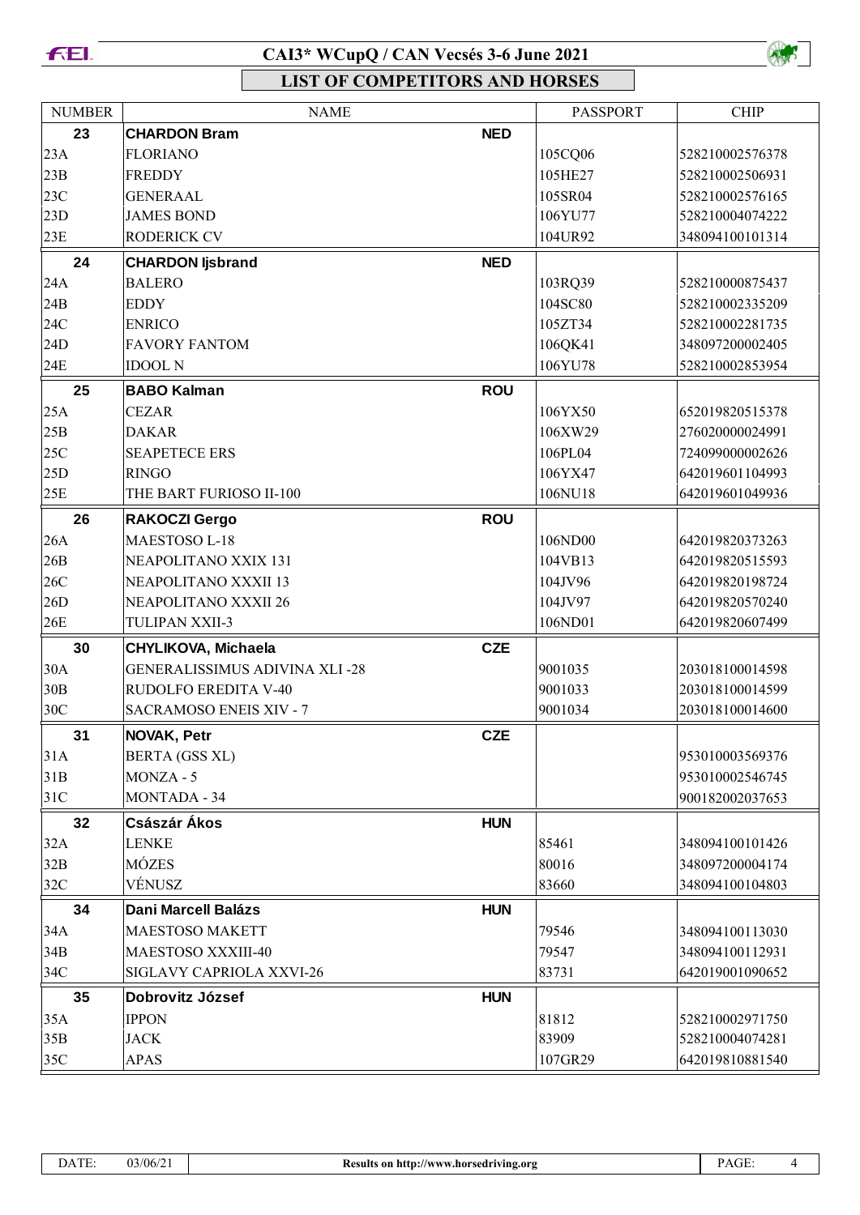# CAI3* WCupQ / CAN Vecsés 3-6 June 2021

## LIST OF COMPETITORS AND HORSES

| NUMBER | NAME | | PASSPORT | CHIP |
|---|---|---|---|---|
| **23** | **CHARDON Bram** | **NED** | | |
| 23A | FLORIANO | | 105CQ06 | 528210002576378 |
| 23B | FREDDY | | 105HE27 | 528210002506931 |
| 23C | GENERAAL | | 105SR04 | 528210002576165 |
| 23D | JAMES BOND | | 106YU77 | 528210004074222 |
| 23E | RODERICK CV | | 104UR92 | 348094100101314 |
| **24** | **CHARDON Ijsbrand** | **NED** | | |
| 24A | BALERO | | 103RQ39 | 528210000875437 |
| 24B | EDDY | | 104SC80 | 528210002335209 |
| 24C | ENRICO | | 105ZT34 | 528210002281735 |
| 24D | FAVORY FANTOM | | 106QK41 | 348097200002405 |
| 24E | IDOOL N | | 106YU78 | 528210002853954 |
| **25** | **BABO Kalman** | **ROU** | | |
| 25A | CEZAR | | 106YX50 | 652019820515378 |
| 25B | DAKAR | | 106XW29 | 276020000024991 |
| 25C | SEAPETECE ERS | | 106PL04 | 724099000002626 |
| 25D | RINGO | | 106YX47 | 642019601104993 |
| 25E | THE BART FURIOSO II-100 | | 106NU18 | 642019601049936 |
| **26** | **RAKOCZI Gergo** | **ROU** | | |
| 26A | MAESTOSO L-18 | | 106ND00 | 642019820373263 |
| 26B | NEAPOLITANO XXIX 131 | | 104VB13 | 642019820515593 |
| 26C | NEAPOLITANO XXXII 13 | | 104JV96 | 642019820198724 |
| 26D | NEAPOLITANO XXXII 26 | | 104JV97 | 642019820570240 |
| 26E | TULIPAN XXII-3 | | 106ND01 | 642019820607499 |
| **30** | **CHYLIKOVA, Michaela** | **CZE** | | |
| 30A | GENERALISSIMUS ADIVINA XLI -28 | | 9001035 | 203018100014598 |
| 30B | RUDOLFO EREDITA V-40 | | 9001033 | 203018100014599 |
| 30C | SACRAMOSO ENEIS XIV - 7 | | 9001034 | 203018100014600 |
| **31** | **NOVAK, Petr** | **CZE** | | |
| 31A | BERTA (GSS XL) | | | 953010003569376 |
| 31B | MONZA - 5 | | | 953010002546745 |
| 31C | MONTADA - 34 | | | 900182002037653 |
| **32** | **Császár Ákos** | **HUN** | | |
| 32A | LENKE | | 85461 | 348094100101426 |
| 32B | MÓZES | | 80016 | 348097200004174 |
| 32C | VÉNUSZ | | 83660 | 348094100104803 |
| **34** | **Dani Marcell Balázs** | **HUN** | | |
| 34A | MAESTOSO MAKETT | | 79546 | 348094100113030 |
| 34B | MAESTOSO XXXIII-40 | | 79547 | 348094100112931 |
| 34C | SIGLAVY CAPRIOLA XXVI-26 | | 83731 | 642019001090652 |
| **35** | **Dobrovitz József** | **HUN** | | |
| 35A | IPPON | | 81812 | 528210002971750 |
| 35B | JACK | | 83909 | 528210004074281 |
| 35C | APAS | | 107GR29 | 642019810881540 |

DATE: 03/06/21 | Results on http://www.horsedriving.org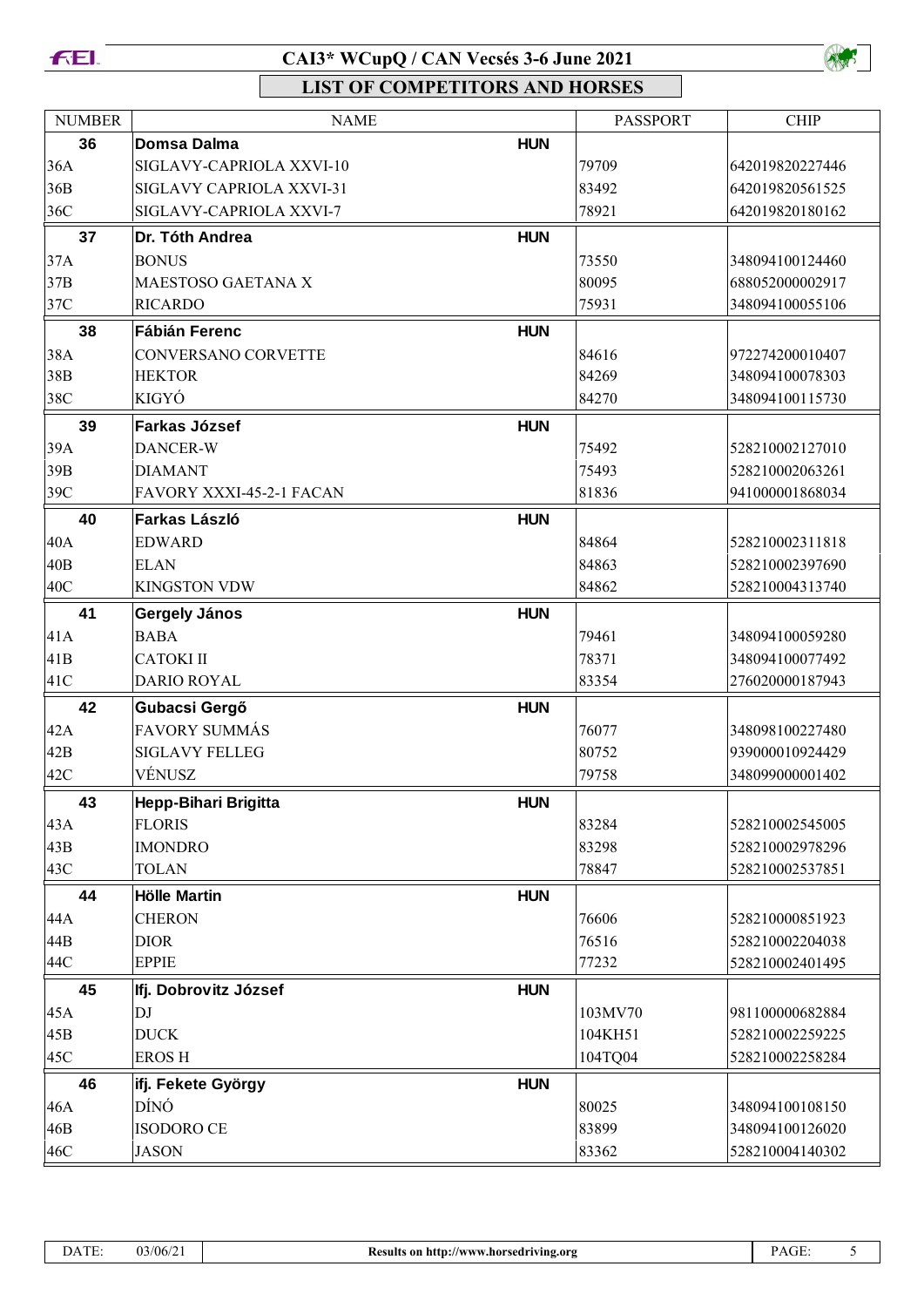# CAI3* WCupQ / CAN Vecsés 3-6 June 2021

## LIST OF COMPETITORS AND HORSES

| NUMBER | NAME | | PASSPORT | CHIP |
|---|---|---|---|---|
| **36** | **Domsa Dalma** | **HUN** | | |
| 36A | SIGLAVY-CAPRIOLA XXVI-10 | | 79709 | 642019820227446 |
| 36B | SIGLAVY CAPRIOLA XXVI-31 | | 83492 | 642019820561525 |
| 36C | SIGLAVY-CAPRIOLA XXVI-7 | | 78921 | 642019820180162 |
| **37** | **Dr. Tóth Andrea** | **HUN** | | |
| 37A | BONUS | | 73550 | 348094100124460 |
| 37B | MAESTOSO GAETANA X | | 80095 | 688052000002917 |
| 37C | RICARDO | | 75931 | 348094100055106 |
| **38** | **Fábián Ferenc** | **HUN** | | |
| 38A | CONVERSANO CORVETTE | | 84616 | 972274200010407 |
| 38B | HEKTOR | | 84269 | 348094100078303 |
| 38C | KIGYÓ | | 84270 | 348094100115730 |
| **39** | **Farkas József** | **HUN** | | |
| 39A | DANCER-W | | 75492 | 528210002127010 |
| 39B | DIAMANT | | 75493 | 528210002063261 |
| 39C | FAVORY XXXI-45-2-1 FACAN | | 81836 | 941000001868034 |
| **40** | **Farkas László** | **HUN** | | |
| 40A | EDWARD | | 84864 | 528210002311818 |
| 40B | ELAN | | 84863 | 528210002397690 |
| 40C | KINGSTON VDW | | 84862 | 528210004313740 |
| **41** | **Gergely János** | **HUN** | | |
| 41A | BABA | | 79461 | 348094100059280 |
| 41B | CATOKI II | | 78371 | 348094100077492 |
| 41C | DARIO ROYAL | | 83354 | 276020000187943 |
| **42** | **Gubacsi Gergő** | **HUN** | | |
| 42A | FAVORY SUMMÁS | | 76077 | 348098100227480 |
| 42B | SIGLAVY FELLEG | | 80752 | 939000010924429 |
| 42C | VÉNUSZ | | 79758 | 348099000001402 |
| **43** | **Hepp-Bihari Brigitta** | **HUN** | | |
| 43A | FLORIS | | 83284 | 528210002545005 |
| 43B | IMONDRO | | 83298 | 528210002978296 |
| 43C | TOLAN | | 78847 | 528210002537851 |
| **44** | **Hölle Martin** | **HUN** | | |
| 44A | CHERON | | 76606 | 528210000851923 |
| 44B | DIOR | | 76516 | 528210002204038 |
| 44C | EPPIE | | 77232 | 528210002401495 |
| **45** | **Ifj. Dobrovitz József** | **HUN** | | |
| 45A | DJ | | 103MV70 | 981100000682884 |
| 45B | DUCK | | 104KH51 | 528210002259225 |
| 45C | EROS H | | 104TQ04 | 528210002258284 |
| **46** | **ifj. Fekete György** | **HUN** | | |
| 46A | DÍNÓ | | 80025 | 348094100108150 |
| 46B | ISODORO CE | | 83899 | 348094100126020 |
| 46C | JASON | | 83362 | 528210004140302 |

DATE: 03/06/21 | Results on http://www.horsedriving.org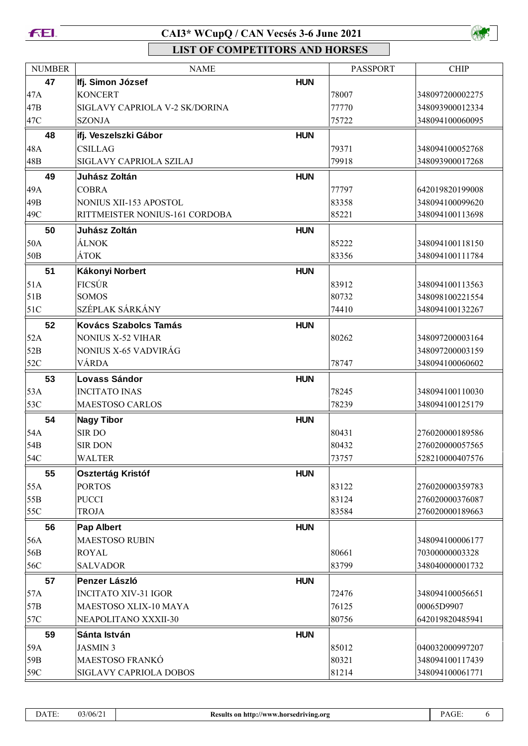# CAI3* WCupQ / CAN Vecsés 3-6 June 2021

## LIST OF COMPETITORS AND HORSES

| NUMBER | NAME | | PASSPORT | CHIP |
|---|---|---|---|---|
| **47** | **Ifj. Simon József** | **HUN** | | |
| 47A | KONCERT | | 78007 | 348097200002275 |
| 47B | SIGLAVY CAPRIOLA V-2 SK/DORINA | | 77770 | 348093900012334 |
| 47C | SZONJA | | 75722 | 348094100060095 |
| **48** | **ifj. Veszelszki Gábor** | **HUN** | | |
| 48A | CSILLAG | | 79371 | 348094100052768 |
| 48B | SIGLAVY CAPRIOLA SZILAJ | | 79918 | 348093900017268 |
| **49** | **Juhász Zoltán** | **HUN** | | |
| 49A | COBRA | | 77797 | 642019820199008 |
| 49B | NONIUS XII-153 APOSTOL | | 83358 | 348094100099620 |
| 49C | RITTMEISTER NONIUS-161 CORDOBA | | 85221 | 348094100113698 |
| **50** | **Juhász Zoltán** | **HUN** | | |
| 50A | ÁLNOK | | 85222 | 348094100118150 |
| 50B | ÁTOK | | 83356 | 348094100111784 |
| **51** | **Kákonyi Norbert** | **HUN** | | |
| 51A | FICSÚR | | 83912 | 348094100113563 |
| 51B | SOMOS | | 80732 | 348098100221554 |
| 51C | SZÉPLAK SÁRKÁNY | | 74410 | 348094100132267 |
| **52** | **Kovács Szabolcs Tamás** | **HUN** | | |
| 52A | NONIUS X-52 VIHAR | | 80262 | 348097200003164 |
| 52B | NONIUS X-65 VADVIRÁG | | | 348097200003159 |
| 52C | VÁRDA | | 78747 | 348094100060602 |
| **53** | **Lovass Sándor** | **HUN** | | |
| 53A | INCITATO INAS | | 78245 | 348094100110030 |
| 53C | MAESTOSO CARLOS | | 78239 | 348094100125179 |
| **54** | **Nagy Tibor** | **HUN** | | |
| 54A | SIR DO | | 80431 | 276020000189586 |
| 54B | SIR DON | | 80432 | 276020000057565 |
| 54C | WALTER | | 73757 | 528210000407576 |
| **55** | **Osztertág Kristóf** | **HUN** | | |
| 55A | PORTOS | | 83122 | 276020000359783 |
| 55B | PUCCI | | 83124 | 276020000376087 |
| 55C | TROJA | | 83584 | 276020000189663 |
| **56** | **Pap Albert** | **HUN** | | |
| 56A | MAESTOSO RUBIN | | | 348094100006177 |
| 56B | ROYAL | | 80661 | 70300000003328 |
| 56C | SALVADOR | | 83799 | 348040000001732 |
| **57** | **Penzer László** | **HUN** | | |
| 57A | INCITATO XIV-31 IGOR | | 72476 | 348094100056651 |
| 57B | MAESTOSO XLIX-10 MAYA | | 76125 | 00065D9907 |
| 57C | NEAPOLITANO XXXII-30 | | 80756 | 642019820485941 |
| **59** | **Sánta István** | **HUN** | | |
| 59A | JASMIN 3 | | 85012 | 040032000997207 |
| 59B | MAESTOSO FRANKÓ | | 80321 | 348094100117439 |
| 59C | SIGLAVY CAPRIOLA DOBOS | | 81214 | 348094100061771 |

DATE: 03/06/21 | Results on http://www.horsedriving.org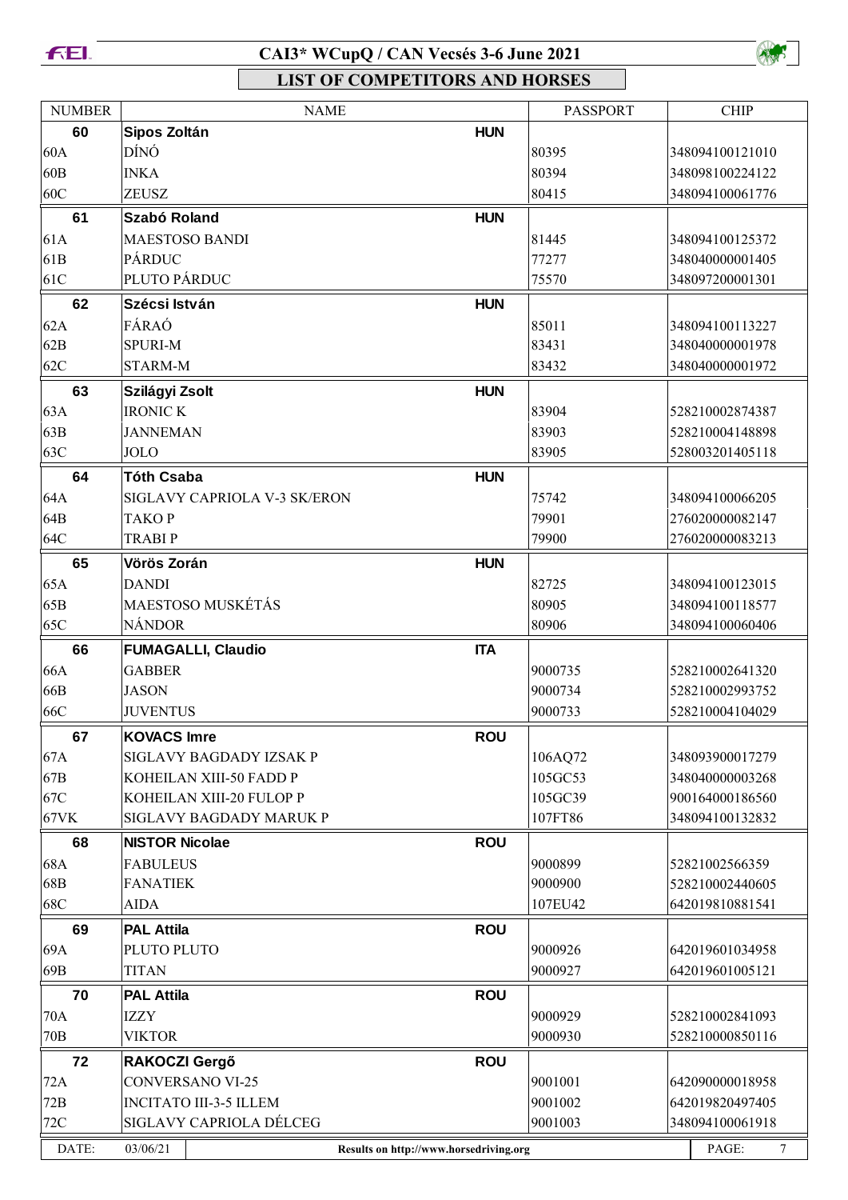# CAI3* WCupQ / CAN Vecsés 3-6 June 2021

## LIST OF COMPETITORS AND HORSES

| NUMBER | NAME | | PASSPORT | CHIP |
|---|---|---|---|---|
| **60** | **Sipos Zoltán** | **HUN** | | |
| 60A | DÍNÓ | | 80395 | 348094100121010 |
| 60B | INKA | | 80394 | 348098100224122 |
| 60C | ZEUSZ | | 80415 | 348094100061776 |
| **61** | **Szabó Roland** | **HUN** | | |
| 61A | MAESTOSO BANDI | | 81445 | 348094100125372 |
| 61B | PÁRDUC | | 77277 | 348040000001405 |
| 61C | PLUTO PÁRDUC | | 75570 | 348097200001301 |
| **62** | **Szécsi István** | **HUN** | | |
| 62A | FÁRAÓ | | 85011 | 348094100113227 |
| 62B | SPURI-M | | 83431 | 348040000001978 |
| 62C | STARM-M | | 83432 | 348040000001972 |
| **63** | **Szilágyi Zsolt** | **HUN** | | |
| 63A | IRONIC K | | 83904 | 528210002874387 |
| 63B | JANNEMAN | | 83903 | 528210004148898 |
| 63C | JOLO | | 83905 | 528003201405118 |
| **64** | **Tóth Csaba** | **HUN** | | |
| 64A | SIGLAVY CAPRIOLA V-3 SK/ERON | | 75742 | 348094100066205 |
| 64B | TAKO P | | 79901 | 276020000082147 |
| 64C | TRABI P | | 79900 | 276020000083213 |
| **65** | **Vörös Zorán** | **HUN** | | |
| 65A | DANDI | | 82725 | 348094100123015 |
| 65B | MAESTOSO MUSKÉTÁS | | 80905 | 348094100118577 |
| 65C | NÁNDOR | | 80906 | 348094100060406 |
| **66** | **FUMAGALLI, Claudio** | **ITA** | | |
| 66A | GABBER | | 9000735 | 528210002641320 |
| 66B | JASON | | 9000734 | 528210002993752 |
| 66C | JUVENTUS | | 9000733 | 528210004104029 |
| **67** | **KOVACS Imre** | **ROU** | | |
| 67A | SIGLAVY BAGDADY IZSAK P | | 106AQ72 | 348093900017279 |
| 67B | KOHEILAN XIII-50 FADD P | | 105GC53 | 348040000003268 |
| 67C | KOHEILAN XIII-20 FULOP P | | 105GC39 | 900164000186560 |
| 67VK | SIGLAVY BAGDADY MARUK P | | 107FT86 | 348094100132832 |
| **68** | **NISTOR Nicolae** | **ROU** | | |
| 68A | FABULEUS | | 9000899 | 52821002566359 |
| 68B | FANATIEK | | 9000900 | 528210002440605 |
| 68C | AIDA | | 107EU42 | 642019810881541 |
| **69** | **PAL Attila** | **ROU** | | |
| 69A | PLUTO PLUTO | | 9000926 | 642019601034958 |
| 69B | TITAN | | 9000927 | 642019601005121 |
| **70** | **PAL Attila** | **ROU** | | |
| 70A | IZZY | | 9000929 | 528210002841093 |
| 70B | VIKTOR | | 9000930 | 528210000850116 |
| **72** | **RAKOCZI Gergő** | **ROU** | | |
| 72A | CONVERSANO VI-25 | | 9001001 | 642090000018958 |
| 72B | INCITATO III-3-5 ILLEM | | 9001002 | 642019820497405 |
| 72C | SIGLAVY CAPRIOLA DÉLCEG | | 9001003 | 348094100061918 |

DATE: 03/06/21 — Results on http://www.horsedriving.org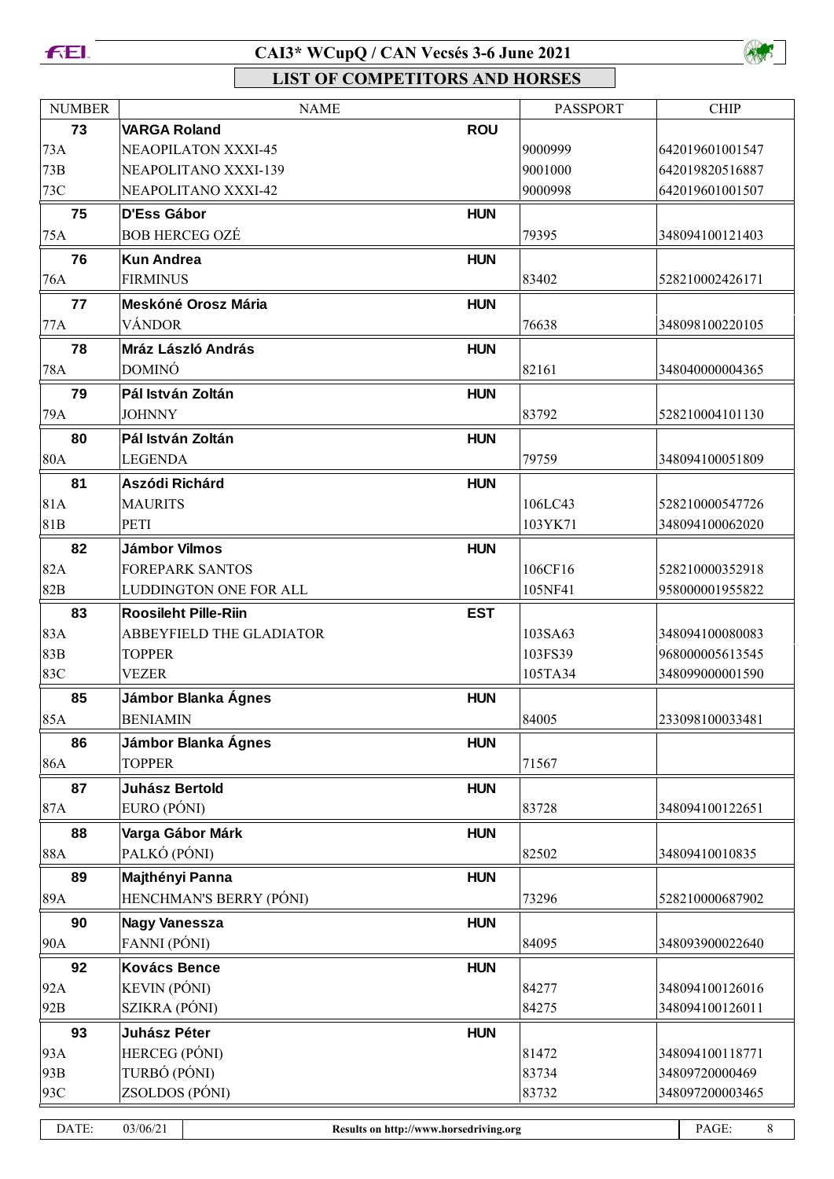# CAI3* WCupQ / CAN Vecsés 3-6 June 2021

## LIST OF COMPETITORS AND HORSES

| NUMBER | NAME | | PASSPORT | CHIP |
|---|---|---|---|---|
| **73** | **VARGA Roland** | **ROU** | | |
| 73A | NEAOPILATON XXXI-45 | | 9000999 | 642019601001547 |
| 73B | NEAPOLITANO XXXI-139 | | 9001000 | 642019820516887 |
| 73C | NEAPOLITANO XXXI-42 | | 9000998 | 642019601001507 |
| **75** | **D'Ess Gábor** | **HUN** | | |
| 75A | BOB HERCEG OZÉ | | 79395 | 348094100121403 |
| **76** | **Kun Andrea** | **HUN** | | |
| 76A | FIRMINUS | | 83402 | 528210002426171 |
| **77** | **Meskóné Orosz Mária** | **HUN** | | |
| 77A | VÁNDOR | | 76638 | 348098100220105 |
| **78** | **Mráz László András** | **HUN** | | |
| 78A | DOMINÓ | | 82161 | 348040000004365 |
| **79** | **Pál István Zoltán** | **HUN** | | |
| 79A | JOHNNY | | 83792 | 528210004101130 |
| **80** | **Pál István Zoltán** | **HUN** | | |
| 80A | LEGENDA | | 79759 | 348094100051809 |
| **81** | **Aszódi Richárd** | **HUN** | | |
| 81A | MAURITS | | 106LC43 | 528210000547726 |
| 81B | PETI | | 103YK71 | 348094100062020 |
| **82** | **Jámbor Vilmos** | **HUN** | | |
| 82A | FOREPARK SANTOS | | 106CF16 | 528210000352918 |
| 82B | LUDDINGTON ONE FOR ALL | | 105NF41 | 958000001955822 |
| **83** | **Roosileht Pille-Riin** | **EST** | | |
| 83A | ABBEYFIELD THE GLADIATOR | | 103SA63 | 348094100080083 |
| 83B | TOPPER | | 103FS39 | 968000005613545 |
| 83C | VEZER | | 105TA34 | 348099000001590 |
| **85** | **Jámbor Blanka Ágnes** | **HUN** | | |
| 85A | BENIAMIN | | 84005 | 233098100033481 |
| **86** | **Jámbor Blanka Ágnes** | **HUN** | | |
| 86A | TOPPER | | 71567 | |
| **87** | **Juhász Bertold** | **HUN** | | |
| 87A | EURO (PÓNI) | | 83728 | 348094100122651 |
| **88** | **Varga Gábor Márk** | **HUN** | | |
| 88A | PALKÓ (PÓNI) | | 82502 | 34809410010835 |
| **89** | **Majthényi Panna** | **HUN** | | |
| 89A | HENCHMAN'S BERRY (PÓNI) | | 73296 | 528210000687902 |
| **90** | **Nagy Vanessza** | **HUN** | | |
| 90A | FANNI (PÓNI) | | 84095 | 348093900022640 |
| **92** | **Kovács Bence** | **HUN** | | |
| 92A | KEVIN (PÓNI) | | 84277 | 348094100126016 |
| 92B | SZIKRA (PÓNI) | | 84275 | 348094100126011 |
| **93** | **Juhász Péter** | **HUN** | | |
| 93A | HERCEG (PÓNI) | | 81472 | 348094100118771 |
| 93B | TURBÓ (PÓNI) | | 83734 | 34809720000469 |
| 93C | ZSOLDOS (PÓNI) | | 83732 | 348097200003465 |

DATE: 03/06/21 — Results on http://www.horsedriving.org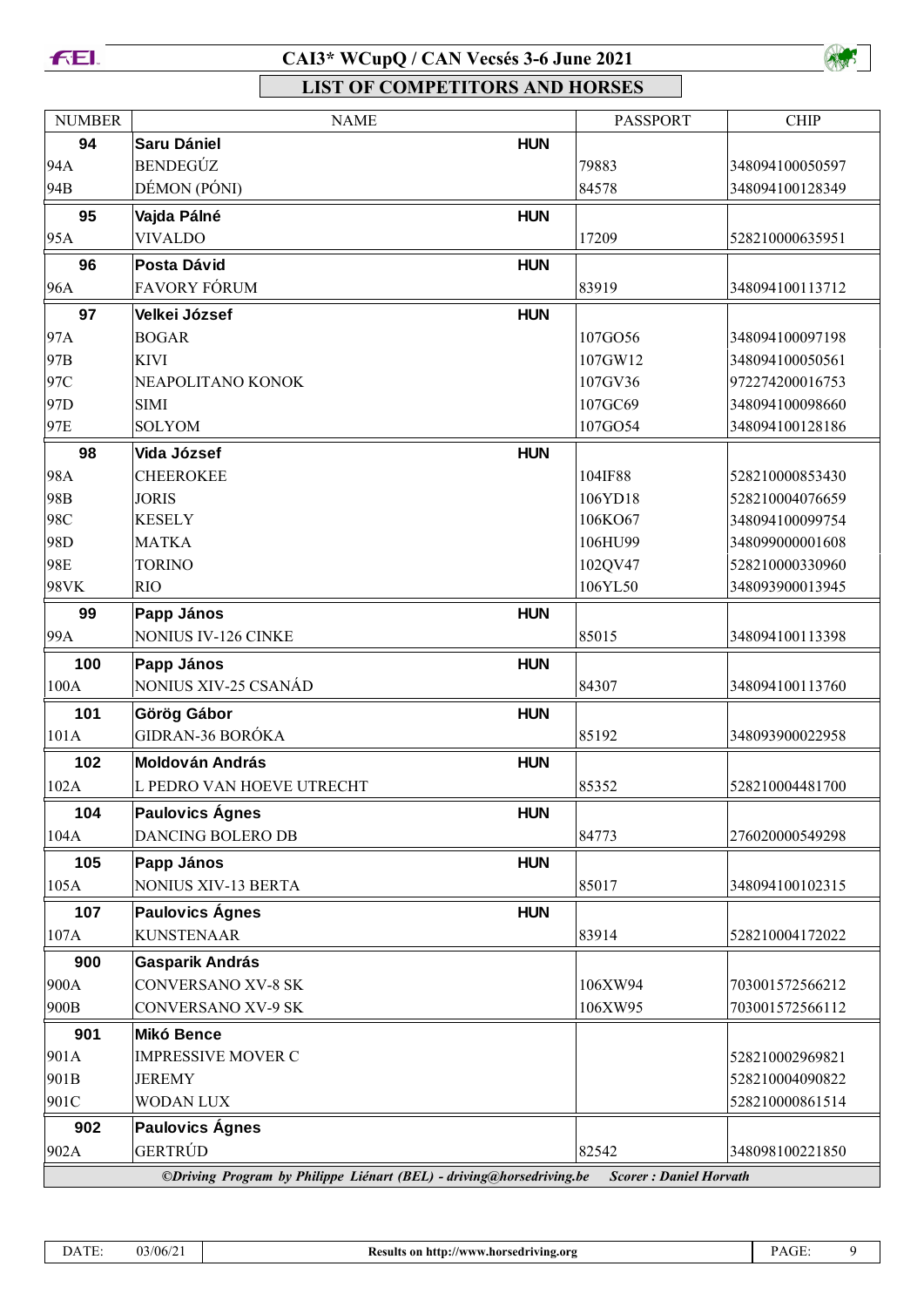# CAI3* WCupQ / CAN Vecsés 3-6 June 2021

## LIST OF COMPETITORS AND HORSES

| NUMBER | NAME | | PASSPORT | CHIP |
|---|---|---|---|---|
| **94** | **Saru Dániel** | **HUN** | | |
| 94A | BENDEGÚZ | | 79883 | 348094100050597 |
| 94B | DÉMON (PÓNI) | | 84578 | 348094100128349 |
| **95** | **Vajda Pálné** | **HUN** | | |
| 95A | VIVALDO | | 17209 | 528210000635951 |
| **96** | **Posta Dávid** | **HUN** | | |
| 96A | FAVORY FÓRUM | | 83919 | 348094100113712 |
| **97** | **Velkei József** | **HUN** | | |
| 97A | BOGAR | | 107GO56 | 348094100097198 |
| 97B | KIVI | | 107GW12 | 348094100050561 |
| 97C | NEAPOLITANO KONOK | | 107GV36 | 972274200016753 |
| 97D | SIMI | | 107GC69 | 348094100098660 |
| 97E | SOLYOM | | 107GO54 | 348094100128186 |
| **98** | **Vida József** | **HUN** | | |
| 98A | CHEEROKEE | | 104IF88 | 528210000853430 |
| 98B | JORIS | | 106YD18 | 528210004076659 |
| 98C | KESELY | | 106KO67 | 348094100099754 |
| 98D | MATKA | | 106HU99 | 348099000001608 |
| 98E | TORINO | | 102QV47 | 528210000330960 |
| 98VK | RIO | | 106YL50 | 348093900013945 |
| **99** | **Papp János** | **HUN** | | |
| 99A | NONIUS IV-126 CINKE | | 85015 | 348094100113398 |
| **100** | **Papp János** | **HUN** | | |
| 100A | NONIUS XIV-25 CSANÁD | | 84307 | 348094100113760 |
| **101** | **Görög Gábor** | **HUN** | | |
| 101A | GIDRAN-36 BORÓKA | | 85192 | 348093900022958 |
| **102** | **Moldován András** | **HUN** | | |
| 102A | L PEDRO VAN HOEVE UTRECHT | | 85352 | 528210004481700 |
| **104** | **Paulovics Ágnes** | **HUN** | | |
| 104A | DANCING BOLERO DB | | 84773 | 276020000549298 |
| **105** | **Papp János** | **HUN** | | |
| 105A | NONIUS XIV-13 BERTA | | 85017 | 348094100102315 |
| **107** | **Paulovics Ágnes** | **HUN** | | |
| 107A | KUNSTENAAR | | 83914 | 528210004172022 |
| **900** | **Gasparik András** | | | |
| 900A | CONVERSANO XV-8 SK | | 106XW94 | 703001572566212 |
| 900B | CONVERSANO XV-9 SK | | 106XW95 | 703001572566112 |
| **901** | **Mikó Bence** | | | |
| 901A | IMPRESSIVE MOVER C | | | 528210002969821 |
| 901B | JEREMY | | | 528210004090822 |
| 901C | WODAN LUX | | | 528210000861514 |
| **902** | **Paulovics Ágnes** | | | |
| 902A | GERTRÚD | | 82542 | 348098100221850 |

*©Driving Program by Philippe Liénart (BEL) - driving@horsedriving.be* *Scorer : Daniel Horvath*

DATE: 03/06/21 | **Results on http://www.horsedriving.org**